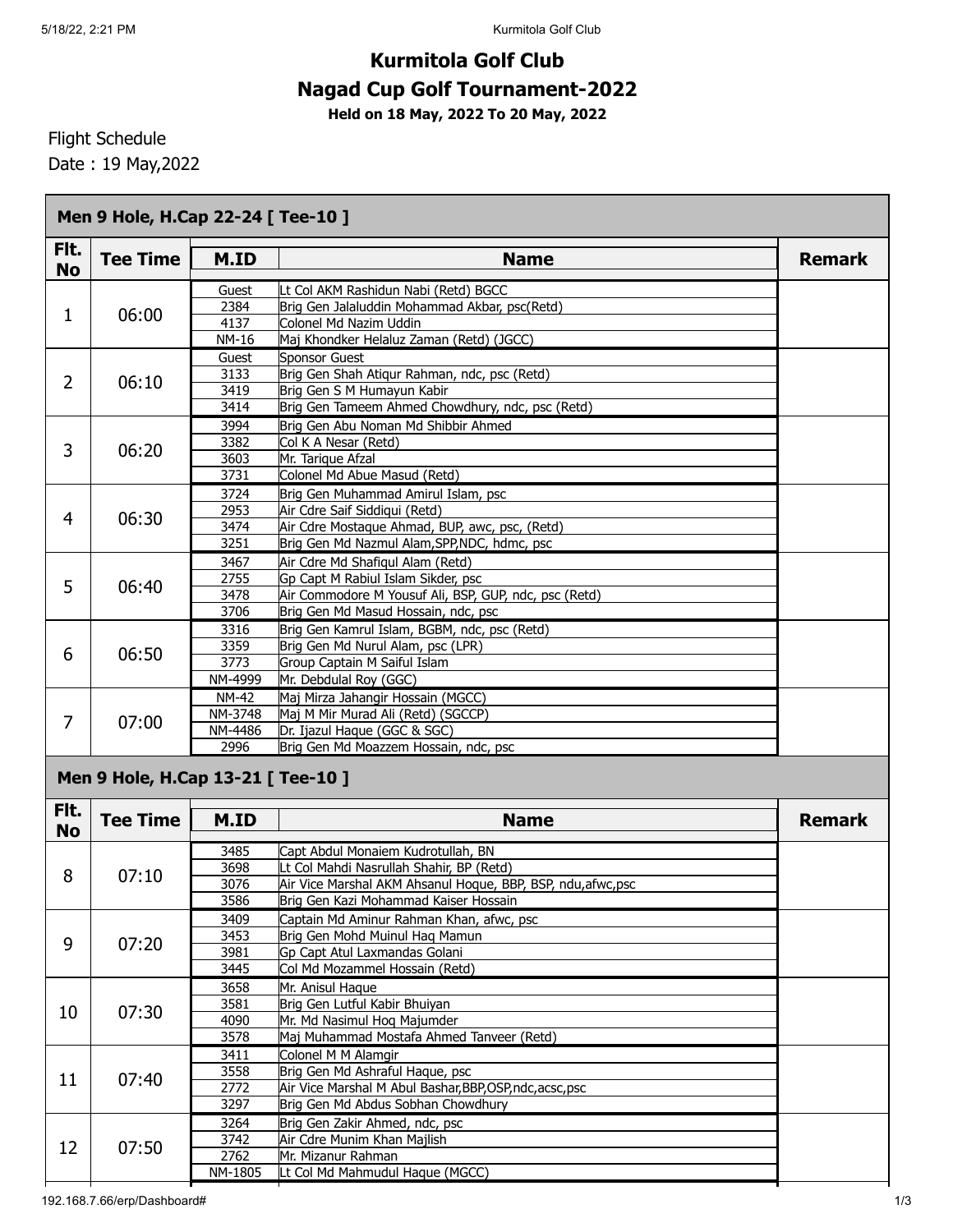# Kurmitola Golf Club

## Nagad Cup Golf Tournament-2022

**Held on 18 May, 2022 To 20 May, 2022**

Flight Schedule

Date : 19 May,2022

### Men 9 Hole, H.Cap 22-24 [ Tee-10 ]

| Flt. No | Tee Time | M.ID | Name | Remark |
|---|---|---|---|---|
| 1 | 06:00 | Guest | Lt Col AKM Rashidun Nabi (Retd) BGCC | |
| | | 2384 | Brig Gen Jalaluddin Mohammad Akbar, psc(Retd) | |
| | | 4137 | Colonel Md Nazim Uddin | |
| | | NM-16 | Maj Khondker Helaluz Zaman (Retd) (JGCC) | |
| 2 | 06:10 | Guest | Sponsor Guest | |
| | | 3133 | Brig Gen Shah Atiqur Rahman, ndc, psc (Retd) | |
| | | 3419 | Brig Gen S M Humayun Kabir | |
| | | 3414 | Brig Gen Tameem Ahmed Chowdhury, ndc, psc (Retd) | |
| 3 | 06:20 | 3994 | Brig Gen Abu Noman Md Shibbir Ahmed | |
| | | 3382 | Col K A Nesar (Retd) | |
| | | 3603 | Mr. Tarique Afzal | |
| | | 3731 | Colonel Md Abue Masud (Retd) | |
| 4 | 06:30 | 3724 | Brig Gen Muhammad Amirul Islam, psc | |
| | | 2953 | Air Cdre Saif Siddiqui (Retd) | |
| | | 3474 | Air Cdre Mostaque Ahmad, BUP, awc, psc, (Retd) | |
| | | 3251 | Brig Gen Md Nazmul Alam,SPP,NDC, hdmc, psc | |
| 5 | 06:40 | 3467 | Air Cdre Md Shafiqul Alam (Retd) | |
| | | 2755 | Gp Capt M Rabiul Islam Sikder, psc | |
| | | 3478 | Air Commodore M Yousuf Ali, BSP, GUP, ndc, psc (Retd) | |
| | | 3706 | Brig Gen Md Masud Hossain, ndc, psc | |
| 6 | 06:50 | 3316 | Brig Gen Kamrul Islam, BGBM, ndc, psc (Retd) | |
| | | 3359 | Brig Gen Md Nurul Alam, psc (LPR) | |
| | | 3773 | Group Captain M Saiful Islam | |
| | | NM-4999 | Mr. Debdulal Roy (GGC) | |
| 7 | 07:00 | NM-42 | Maj Mirza Jahangir Hossain (MGCC) | |
| | | NM-3748 | Maj M Mir Murad Ali (Retd) (SGCCP) | |
| | | NM-4486 | Dr. Ijazul Haque (GGC & SGC) | |
| | | 2996 | Brig Gen Md Moazzem Hossain, ndc, psc | |

### Men 9 Hole, H.Cap 13-21 [ Tee-10 ]

| Flt. No | Tee Time | M.ID | Name | Remark |
|---|---|---|---|---|
| 8 | 07:10 | 3485 | Capt Abdul Monaiem Kudrotullah, BN | |
| | | 3698 | Lt Col Mahdi Nasrullah Shahir, BP (Retd) | |
| | | 3076 | Air Vice Marshal AKM Ahsanul Hoque, BBP, BSP, ndu,afwc,psc | |
| | | 3586 | Brig Gen Kazi Mohammad Kaiser Hossain | |
| 9 | 07:20 | 3409 | Captain Md Aminur Rahman Khan, afwc, psc | |
| | | 3453 | Brig Gen Mohd Muinul Haq Mamun | |
| | | 3981 | Gp Capt Atul Laxmandas Golani | |
| | | 3445 | Col Md Mozammel Hossain (Retd) | |
| 10 | 07:30 | 3658 | Mr. Anisul Haque | |
| | | 3581 | Brig Gen Lutful Kabir Bhuiyan | |
| | | 4090 | Mr. Md Nasimul Hoq Majumder | |
| | | 3578 | Maj Muhammad Mostafa Ahmed Tanveer (Retd) | |
| 11 | 07:40 | 3411 | Colonel M M Alamgir | |
| | | 3558 | Brig Gen Md Ashraful Haque, psc | |
| | | 2772 | Air Vice Marshal M Abul Bashar,BBP,OSP,ndc,acsc,psc | |
| | | 3297 | Brig Gen Md Abdus Sobhan Chowdhury | |
| 12 | 07:50 | 3264 | Brig Gen Zakir Ahmed, ndc, psc | |
| | | 3742 | Air Cdre Munim Khan Majlish | |
| | | 2762 | Mr. Mizanur Rahman | |
| | | NM-1805 | Lt Col Md Mahmudul Haque (MGCC) | |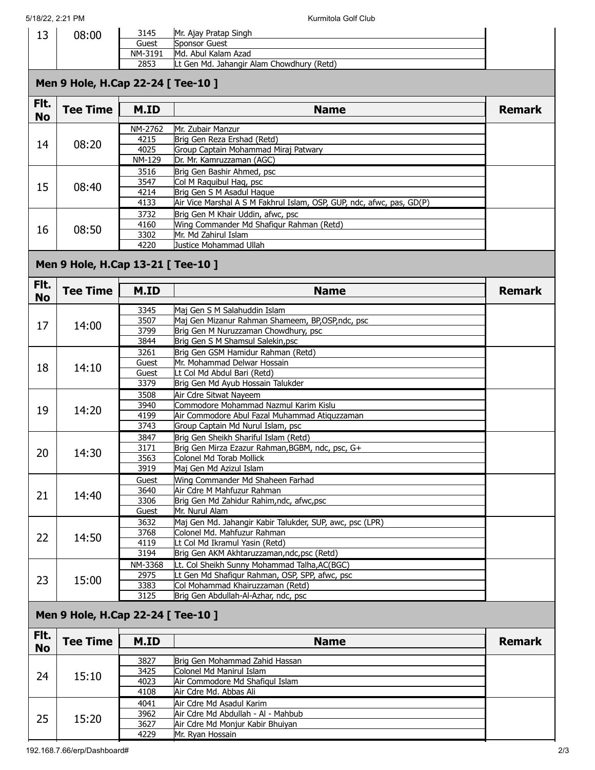| Flt. No | Tee Time | M.ID | Name | Remark |
|---|---|---|---|---|
| 13 | 08:00 | 3145 | Mr. Ajay Pratap Singh | |
| | | Guest | Sponsor Guest | |
| | | NM-3191 | Md. Abul Kalam Azad | |
| | | 2853 | Lt Gen Md. Jahangir Alam Chowdhury (Retd) | |

## Men 9 Hole, H.Cap 22-24 [ Tee-10 ]

| Flt. No | Tee Time | M.ID | Name | Remark |
|---|---|---|---|---|
| 14 | 08:20 | NM-2762 | Mr. Zubair Manzur | |
| | | 4215 | Brig Gen Reza Ershad (Retd) | |
| | | 4025 | Group Captain Mohammad Miraj Patwary | |
| | | NM-129 | Dr. Mr. Kamruzzaman (AGC) | |
| 15 | 08:40 | 3516 | Brig Gen Bashir Ahmed, psc | |
| | | 3547 | Col M Raquibul Haq, psc | |
| | | 4214 | Brig Gen S M Asadul Haque | |
| | | 4133 | Air Vice Marshal A S M Fakhrul Islam, OSP, GUP, ndc, afwc, pas, GD(P) | |
| 16 | 08:50 | 3732 | Brig Gen M Khair Uddin, afwc, psc | |
| | | 4160 | Wing Commander Md Shafiqur Rahman (Retd) | |
| | | 3302 | Mr. Md Zahirul Islam | |
| | | 4220 | Justice Mohammad Ullah | |

## Men 9 Hole, H.Cap 13-21 [ Tee-10 ]

| Flt. No | Tee Time | M.ID | Name | Remark |
|---|---|---|---|---|
| 17 | 14:00 | 3345 | Maj Gen S M Salahuddin Islam | |
| | | 3507 | Maj Gen Mizanur Rahman Shameem, BP,OSP,ndc, psc | |
| | | 3799 | Brig Gen M Nuruzzaman Chowdhury, psc | |
| | | 3844 | Brig Gen S M Shamsul Salekin,psc | |
| 18 | 14:10 | 3261 | Brig Gen GSM Hamidur Rahman (Retd) | |
| | | Guest | Mr. Mohammad Delwar Hossain | |
| | | Guest | Lt Col Md Abdul Bari (Retd) | |
| | | 3379 | Brig Gen Md Ayub Hossain Talukder | |
| 19 | 14:20 | 3508 | Air Cdre Sitwat Nayeem | |
| | | 3940 | Commodore Mohammad Nazmul Karim Kislu | |
| | | 4199 | Air Commodore Abul Fazal Muhammad Atiquzzaman | |
| | | 3743 | Group Captain Md Nurul Islam, psc | |
| 20 | 14:30 | 3847 | Brig Gen Sheikh Shariful Islam (Retd) | |
| | | 3171 | Brig Gen Mirza Ezazur Rahman,BGBM, ndc, psc, G+ | |
| | | 3563 | Colonel Md Torab Mollick | |
| | | 3919 | Maj Gen Md Azizul Islam | |
| 21 | 14:40 | Guest | Wing Commander Md Shaheen Farhad | |
| | | 3640 | Air Cdre M Mahfuzur Rahman | |
| | | 3306 | Brig Gen Md Zahidur Rahim,ndc, afwc,psc | |
| | | Guest | Mr. Nurul Alam | |
| 22 | 14:50 | 3632 | Maj Gen Md. Jahangir Kabir Talukder, SUP, awc, psc (LPR) | |
| | | 3768 | Colonel Md. Mahfuzur Rahman | |
| | | 4119 | Lt Col Md Ikramul Yasin (Retd) | |
| | | 3194 | Brig Gen AKM Akhtaruzzaman,ndc,psc (Retd) | |
| 23 | 15:00 | NM-3368 | Lt. Col Sheikh Sunny Mohammad Talha,AC(BGC) | |
| | | 2975 | Lt Gen Md Shafiqur Rahman, OSP, SPP, afwc, psc | |
| | | 3383 | Col Mohammad Khairuzzaman (Retd) | |
| | | 3125 | Brig Gen Abdullah-Al-Azhar, ndc, psc | |

## Men 9 Hole, H.Cap 22-24 [ Tee-10 ]

| Flt. No | Tee Time | M.ID | Name | Remark |
|---|---|---|---|---|
| 24 | 15:10 | 3827 | Brig Gen Mohammad Zahid Hassan | |
| | | 3425 | Colonel Md Manirul Islam | |
| | | 4023 | Air Commodore Md Shafiqul Islam | |
| | | 4108 | Air Cdre Md. Abbas Ali | |
| 25 | 15:20 | 4041 | Air Cdre Md Asadul Karim | |
| | | 3962 | Air Cdre Md Abdullah - Al - Mahbub | |
| | | 3627 | Air Cdre Md Monjur Kabir Bhuiyan | |
| | | 4229 | Mr. Ryan Hossain | |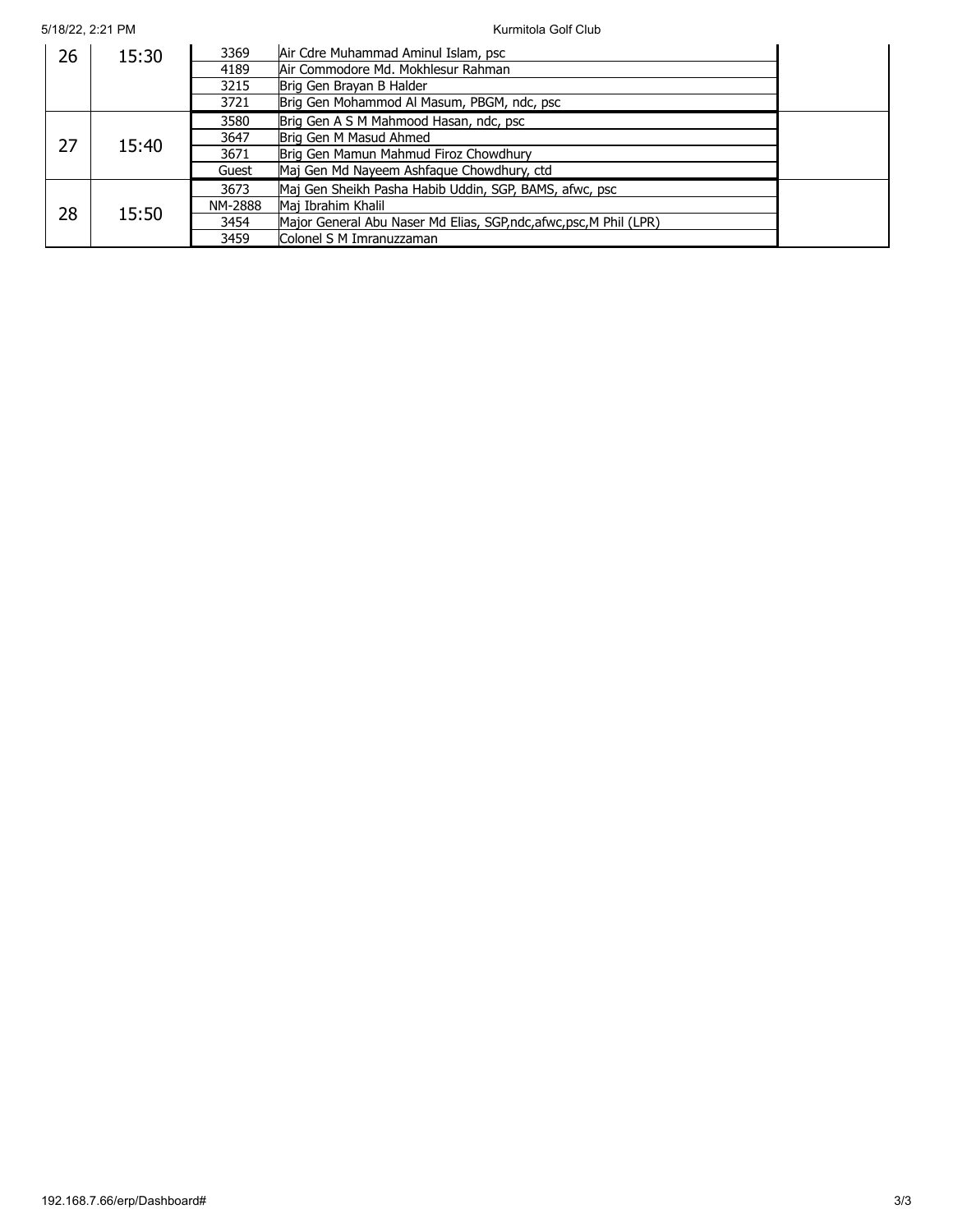| | | | | |
|---|---|---|---|---|
| 26 | 15:30 | 3369 | Air Cdre Muhammad Aminul Islam, psc | |
| | | 4189 | Air Commodore Md. Mokhlesur Rahman | |
| | | 3215 | Brig Gen Brayan B Halder | |
| | | 3721 | Brig Gen Mohammod Al Masum, PBGM, ndc, psc | |
| 27 | 15:40 | 3580 | Brig Gen A S M Mahmood Hasan, ndc, psc | |
| | | 3647 | Brig Gen M Masud Ahmed | |
| | | 3671 | Brig Gen Mamun Mahmud Firoz Chowdhury | |
| | | Guest | Maj Gen Md Nayeem Ashfaque Chowdhury, ctd | |
| 28 | 15:50 | 3673 | Maj Gen Sheikh Pasha Habib Uddin, SGP, BAMS, afwc, psc | |
| | | NM-2888 | Maj Ibrahim Khalil | |
| | | 3454 | Major General Abu Naser Md Elias, SGP,ndc,afwc,psc,M Phil (LPR) | |
| | | 3459 | Colonel S M Imranuzzaman | |